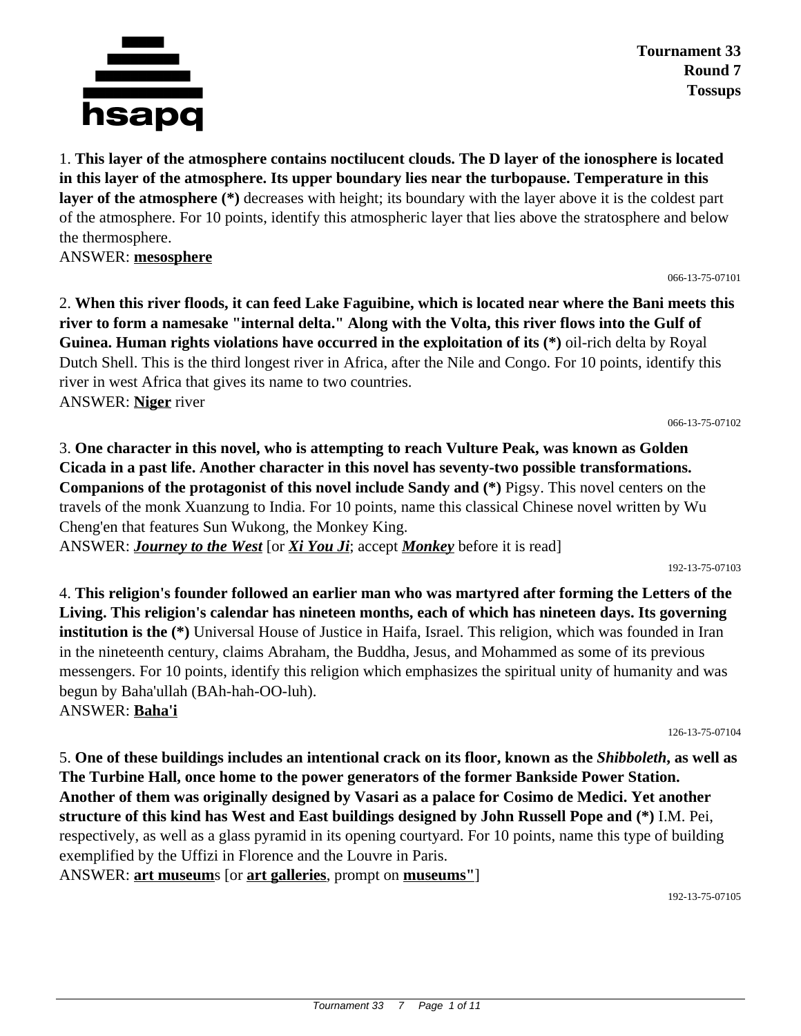**Tournament 33**
**Round 7**
**Tossups**

1. **This layer of the atmosphere contains noctilucent clouds. The D layer of the ionosphere is located in this layer of the atmosphere. Its upper boundary lies near the turbopause. Temperature in this layer of the atmosphere (*)** decreases with height; its boundary with the layer above it is the coldest part of the atmosphere. For 10 points, identify this atmospheric layer that lies above the stratosphere and below the thermosphere.
ANSWER: **mesosphere**

066-13-75-07101

2. **When this river floods, it can feed Lake Faguibine, which is located near where the Bani meets this river to form a namesake "internal delta." Along with the Volta, this river flows into the Gulf of Guinea. Human rights violations have occurred in the exploitation of its (*)** oil-rich delta by Royal Dutch Shell. This is the third longest river in Africa, after the Nile and Congo. For 10 points, identify this river in west Africa that gives its name to two countries.
ANSWER: **Niger** river

066-13-75-07102

3. **One character in this novel, who is attempting to reach Vulture Peak, was known as Golden Cicada in a past life. Another character in this novel has seventy-two possible transformations. Companions of the protagonist of this novel include Sandy and (*)** Pigsy. This novel centers on the travels of the monk Xuanzung to India. For 10 points, name this classical Chinese novel written by Wu Cheng'en that features Sun Wukong, the Monkey King.
ANSWER: ***Journey to the West*** [or ***Xi You Ji***; accept ***Monkey*** before it is read]

192-13-75-07103

4. **This religion's founder followed an earlier man who was martyred after forming the Letters of the Living. This religion's calendar has nineteen months, each of which has nineteen days. Its governing institution is the (*)** Universal House of Justice in Haifa, Israel. This religion, which was founded in Iran in the nineteenth century, claims Abraham, the Buddha, Jesus, and Mohammed as some of its previous messengers. For 10 points, identify this religion which emphasizes the spiritual unity of humanity and was begun by Baha'ullah (BAh-hah-OO-luh).
ANSWER: **Baha'i**

126-13-75-07104

5. **One of these buildings includes an intentional crack on its floor, known as the *Shibboleth*, as well as The Turbine Hall, once home to the power generators of the former Bankside Power Station. Another of them was originally designed by Vasari as a palace for Cosimo de Medici. Yet another structure of this kind has West and East buildings designed by John Russell Pope and (*)** I.M. Pei, respectively, as well as a glass pyramid in its opening courtyard. For 10 points, name this type of building exemplified by the Uffizi in Florence and the Louvre in Paris.
ANSWER: **art museum**s [or **art galleries**, prompt on **museums"**]

192-13-75-07105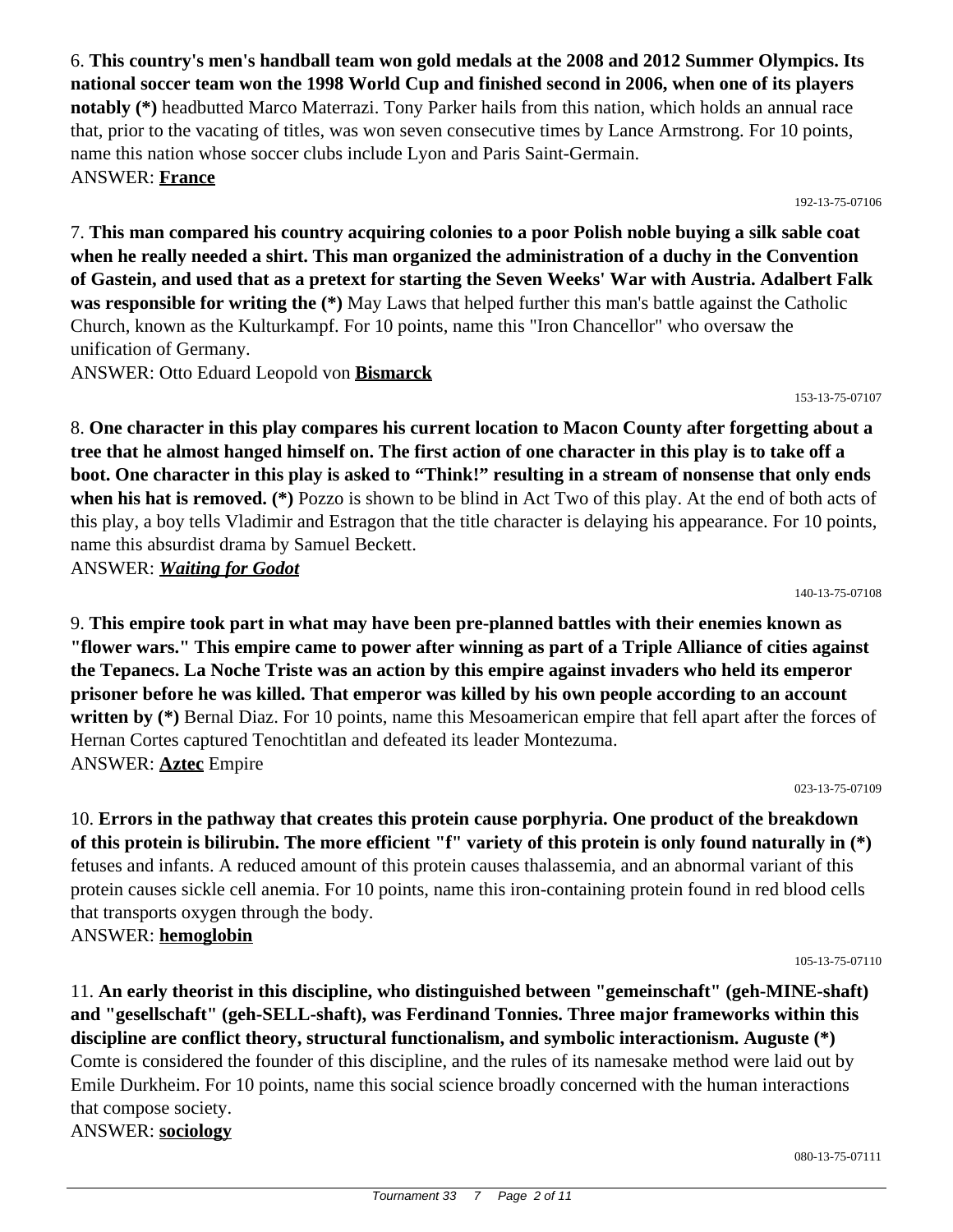6. **This country's men's handball team won gold medals at the 2008 and 2012 Summer Olympics. Its national soccer team won the 1998 World Cup and finished second in 2006, when one of its players notably (*)** headbutted Marco Materrazi. Tony Parker hails from this nation, which holds an annual race that, prior to the vacating of titles, was won seven consecutive times by Lance Armstrong. For 10 points, name this nation whose soccer clubs include Lyon and Paris Saint-Germain.
ANSWER: **France**

192-13-75-07106

7. **This man compared his country acquiring colonies to a poor Polish noble buying a silk sable coat when he really needed a shirt. This man organized the administration of a duchy in the Convention of Gastein, and used that as a pretext for starting the Seven Weeks' War with Austria. Adalbert Falk was responsible for writing the (*)** May Laws that helped further this man's battle against the Catholic Church, known as the Kulturkampf. For 10 points, name this "Iron Chancellor" who oversaw the unification of Germany.
ANSWER: Otto Eduard Leopold von **Bismarck**

153-13-75-07107

8. **One character in this play compares his current location to Macon County after forgetting about a tree that he almost hanged himself on. The first action of one character in this play is to take off a boot. One character in this play is asked to "Think!" resulting in a stream of nonsense that only ends when his hat is removed. (*)** Pozzo is shown to be blind in Act Two of this play. At the end of both acts of this play, a boy tells Vladimir and Estragon that the title character is delaying his appearance. For 10 points, name this absurdist drama by Samuel Beckett.
ANSWER: ***Waiting for Godot***

140-13-75-07108

9. **This empire took part in what may have been pre-planned battles with their enemies known as "flower wars." This empire came to power after winning as part of a Triple Alliance of cities against the Tepanecs. La Noche Triste was an action by this empire against invaders who held its emperor prisoner before he was killed. That emperor was killed by his own people according to an account written by (*)** Bernal Diaz. For 10 points, name this Mesoamerican empire that fell apart after the forces of Hernan Cortes captured Tenochtitlan and defeated its leader Montezuma.
ANSWER: **Aztec** Empire

023-13-75-07109

10. **Errors in the pathway that creates this protein cause porphyria. One product of the breakdown of this protein is bilirubin. The more efficient "f" variety of this protein is only found naturally in (*)** fetuses and infants. A reduced amount of this protein causes thalassemia, and an abnormal variant of this protein causes sickle cell anemia. For 10 points, name this iron-containing protein found in red blood cells that transports oxygen through the body.
ANSWER: **hemoglobin**

105-13-75-07110

11. **An early theorist in this discipline, who distinguished between "gemeinschaft" (geh-MINE-shaft) and "gesellschaft" (geh-SELL-shaft), was Ferdinand Tonnies. Three major frameworks within this discipline are conflict theory, structural functionalism, and symbolic interactionism. Auguste (*)** Comte is considered the founder of this discipline, and the rules of its namesake method were laid out by Emile Durkheim. For 10 points, name this social science broadly concerned with the human interactions that compose society.
ANSWER: **sociology**

080-13-75-07111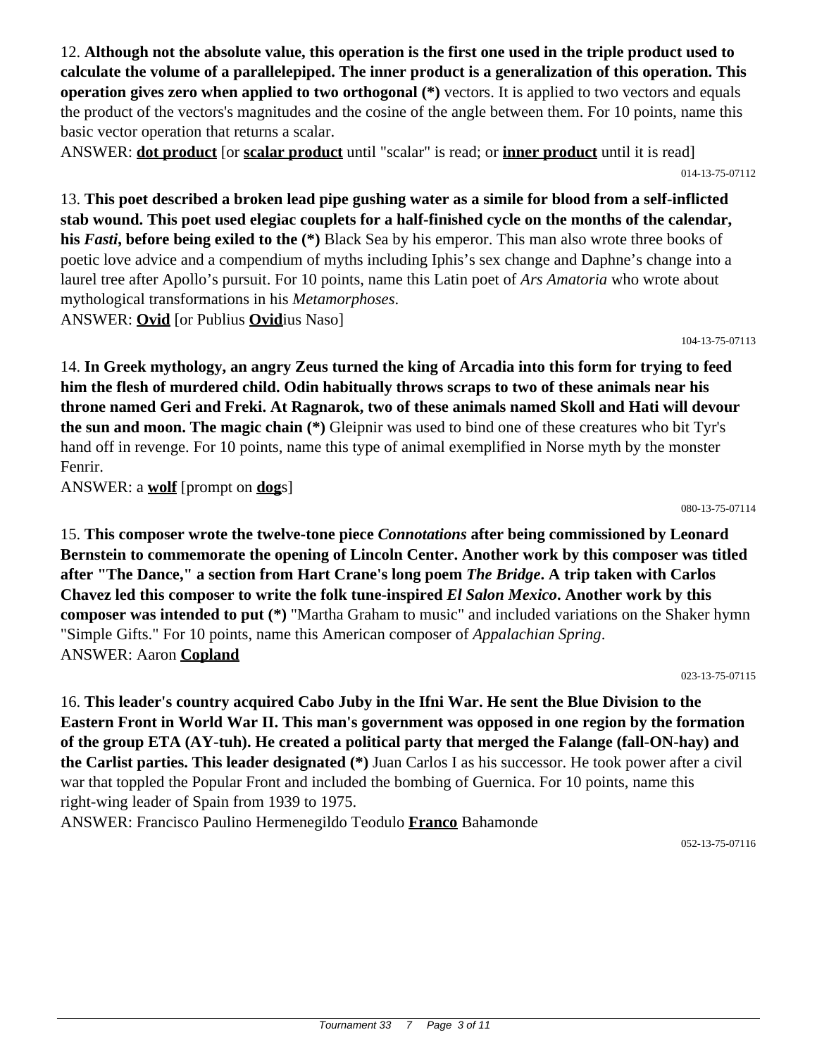12. **Although not the absolute value, this operation is the first one used in the triple product used to calculate the volume of a parallelepiped. The inner product is a generalization of this operation. This operation gives zero when applied to two orthogonal (*)** vectors. It is applied to two vectors and equals the product of the vectors's magnitudes and the cosine of the angle between them. For 10 points, name this basic vector operation that returns a scalar.

ANSWER: **dot product** [or **scalar product** until "scalar" is read; or **inner product** until it is read]

014-13-75-07112

13. **This poet described a broken lead pipe gushing water as a simile for blood from a self-inflicted stab wound. This poet used elegiac couplets for a half-finished cycle on the months of the calendar, his *Fasti*, before being exiled to the (*)** Black Sea by his emperor. This man also wrote three books of poetic love advice and a compendium of myths including Iphis's sex change and Daphne's change into a laurel tree after Apollo's pursuit. For 10 points, name this Latin poet of *Ars Amatoria* who wrote about mythological transformations in his *Metamorphoses*.

ANSWER: **Ovid** [or Publius **Ovid**ius Naso]

104-13-75-07113

14. **In Greek mythology, an angry Zeus turned the king of Arcadia into this form for trying to feed him the flesh of murdered child. Odin habitually throws scraps to two of these animals near his throne named Geri and Freki. At Ragnarok, two of these animals named Skoll and Hati will devour the sun and moon. The magic chain (*)** Gleipnir was used to bind one of these creatures who bit Tyr's hand off in revenge. For 10 points, name this type of animal exemplified in Norse myth by the monster Fenrir.

ANSWER: a **wolf** [prompt on **dog**s]

080-13-75-07114

15. **This composer wrote the twelve-tone piece *Connotations* after being commissioned by Leonard Bernstein to commemorate the opening of Lincoln Center. Another work by this composer was titled after "The Dance," a section from Hart Crane's long poem *The Bridge*. A trip taken with Carlos Chavez led this composer to write the folk tune-inspired *El Salon Mexico*. Another work by this composer was intended to put (*)** "Martha Graham to music" and included variations on the Shaker hymn "Simple Gifts." For 10 points, name this American composer of *Appalachian Spring*.

ANSWER: Aaron **Copland**

023-13-75-07115

16. **This leader's country acquired Cabo Juby in the Ifni War. He sent the Blue Division to the Eastern Front in World War II. This man's government was opposed in one region by the formation of the group ETA (AY-tuh). He created a political party that merged the Falange (fall-ON-hay) and the Carlist parties. This leader designated (*)** Juan Carlos I as his successor. He took power after a civil war that toppled the Popular Front and included the bombing of Guernica. For 10 points, name this right-wing leader of Spain from 1939 to 1975.

ANSWER: Francisco Paulino Hermenegildo Teodulo **Franco** Bahamonde

052-13-75-07116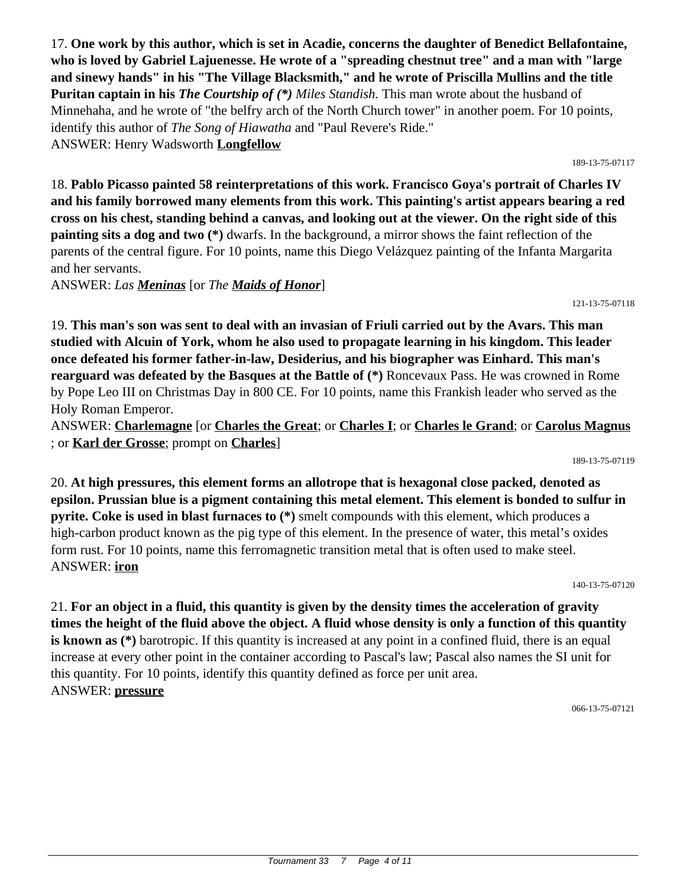17. **One work by this author, which is set in Acadie, concerns the daughter of Benedict Bellafontaine, who is loved by Gabriel Lajuenesse. He wrote of a "spreading chestnut tree" and a man with "large and sinewy hands" in his "The Village Blacksmith," and he wrote of Priscilla Mullins and the title Puritan captain in his *The Courtship of (\*)*** *Miles Standish.* This man wrote about the husband of Minnehaha, and he wrote of "the belfry arch of the North Church tower" in another poem. For 10 points, identify this author of *The Song of Hiawatha* and "Paul Revere's Ride."
ANSWER: Henry Wadsworth **Longfellow**

189-13-75-07117

18. **Pablo Picasso painted 58 reinterpretations of this work. Francisco Goya's portrait of Charles IV and his family borrowed many elements from this work. This painting's artist appears bearing a red cross on his chest, standing behind a canvas, and looking out at the viewer. On the right side of this painting sits a dog and two (\*)** dwarfs. In the background, a mirror shows the faint reflection of the parents of the central figure. For 10 points, name this Diego Velázquez painting of the Infanta Margarita and her servants.
ANSWER: *Las **Meninas*** [or *The **Maids of Honor***]

121-13-75-07118

19. **This man's son was sent to deal with an invasian of Friuli carried out by the Avars. This man studied with Alcuin of York, whom he also used to propagate learning in his kingdom. This leader once defeated his former father-in-law, Desiderius, and his biographer was Einhard. This man's rearguard was defeated by the Basques at the Battle of (\*)** Roncevaux Pass. He was crowned in Rome by Pope Leo III on Christmas Day in 800 CE. For 10 points, name this Frankish leader who served as the Holy Roman Emperor.
ANSWER: **Charlemagne** [or **Charles the Great**; or **Charles I**; or **Charles le Grand**; or **Carolus Magnus**; or **Karl der Grosse**; prompt on **Charles**]

189-13-75-07119

20. **At high pressures, this element forms an allotrope that is hexagonal close packed, denoted as epsilon. Prussian blue is a pigment containing this metal element. This element is bonded to sulfur in pyrite. Coke is used in blast furnaces to (\*)** smelt compounds with this element, which produces a high-carbon product known as the pig type of this element. In the presence of water, this metal's oxides form rust. For 10 points, name this ferromagnetic transition metal that is often used to make steel.
ANSWER: **iron**

140-13-75-07120

21. **For an object in a fluid, this quantity is given by the density times the acceleration of gravity times the height of the fluid above the object. A fluid whose density is only a function of this quantity is known as (\*)** barotropic. If this quantity is increased at any point in a confined fluid, there is an equal increase at every other point in the container according to Pascal's law; Pascal also names the SI unit for this quantity. For 10 points, identify this quantity defined as force per unit area.
ANSWER: **pressure**

066-13-75-07121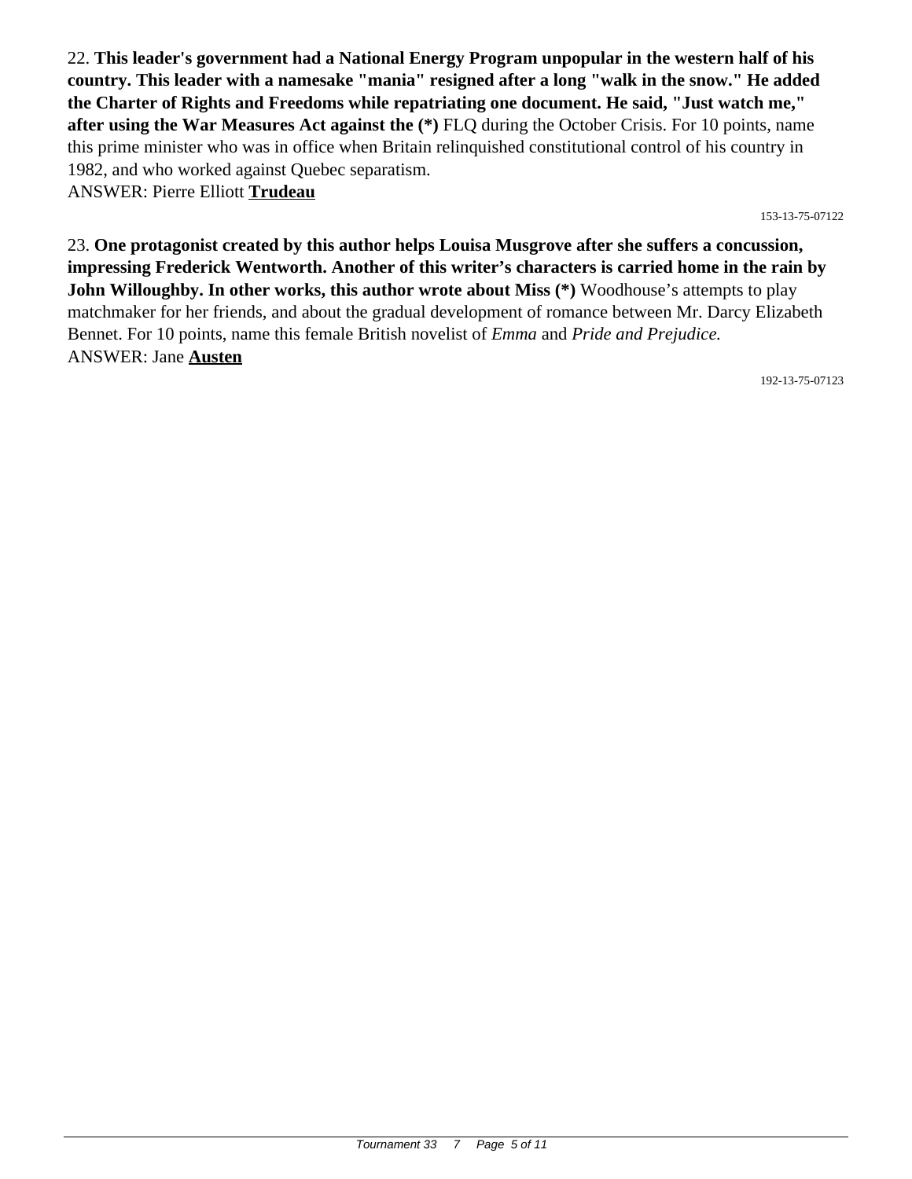22. **This leader's government had a National Energy Program unpopular in the western half of his country. This leader with a namesake "mania" resigned after a long "walk in the snow." He added the Charter of Rights and Freedoms while repatriating one document. He said, "Just watch me," after using the War Measures Act against the (*)** FLQ during the October Crisis. For 10 points, name this prime minister who was in office when Britain relinquished constitutional control of his country in 1982, and who worked against Quebec separatism.
ANSWER: Pierre Elliott **Trudeau**

153-13-75-07122

23. **One protagonist created by this author helps Louisa Musgrove after she suffers a concussion, impressing Frederick Wentworth. Another of this writer's characters is carried home in the rain by John Willoughby. In other works, this author wrote about Miss (*)** Woodhouse's attempts to play matchmaker for her friends, and about the gradual development of romance between Mr. Darcy Elizabeth Bennet. For 10 points, name this female British novelist of *Emma* and *Pride and Prejudice.*
ANSWER: Jane **Austen**

192-13-75-07123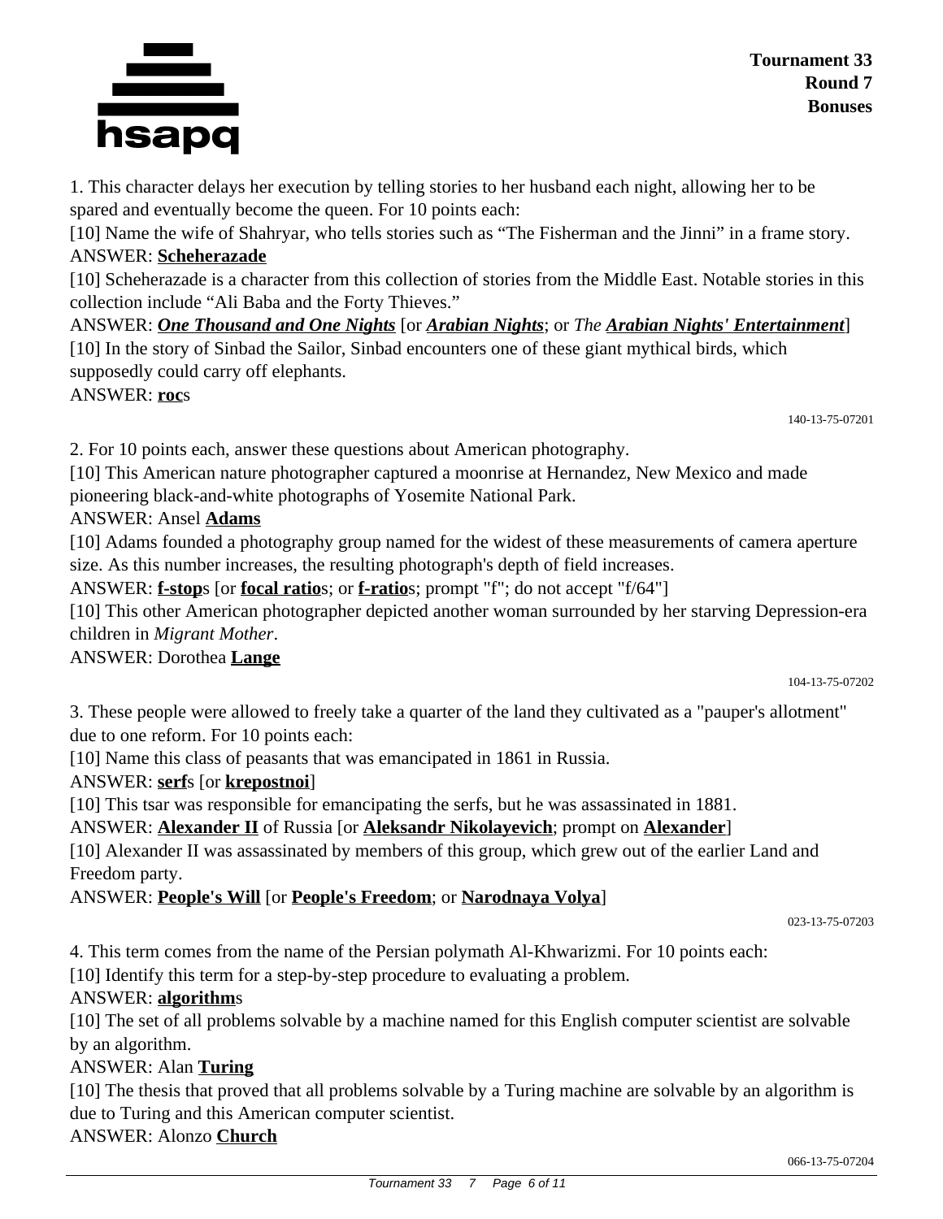**Tournament 33**
**Round 7**
**Bonuses**

1. This character delays her execution by telling stories to her husband each night, allowing her to be spared and eventually become the queen. For 10 points each:

[10] Name the wife of Shahryar, who tells stories such as "The Fisherman and the Jinni" in a frame story.

ANSWER: **Scheherazade**

[10] Scheherazade is a character from this collection of stories from the Middle East. Notable stories in this collection include "Ali Baba and the Forty Thieves."

ANSWER: ***One Thousand and One Nights*** [or ***Arabian Nights***; or *The* ***Arabian Nights' Entertainment***]

[10] In the story of Sinbad the Sailor, Sinbad encounters one of these giant mythical birds, which supposedly could carry off elephants.

ANSWER: **roc**s

140-13-75-07201

2. For 10 points each, answer these questions about American photography.

[10] This American nature photographer captured a moonrise at Hernandez, New Mexico and made pioneering black-and-white photographs of Yosemite National Park.

ANSWER: Ansel **Adams**

[10] Adams founded a photography group named for the widest of these measurements of camera aperture size. As this number increases, the resulting photograph's depth of field increases.

ANSWER: **f-stop**s [or **focal ratio**s; or **f-ratio**s; prompt "f"; do not accept "f/64"]

[10] This other American photographer depicted another woman surrounded by her starving Depression-era children in *Migrant Mother*.

ANSWER: Dorothea **Lange**

104-13-75-07202

3. These people were allowed to freely take a quarter of the land they cultivated as a "pauper's allotment" due to one reform. For 10 points each:

[10] Name this class of peasants that was emancipated in 1861 in Russia.

ANSWER: **serf**s [or **krepostnoi**]

[10] This tsar was responsible for emancipating the serfs, but he was assassinated in 1881.

ANSWER: **Alexander II** of Russia [or **Aleksandr Nikolayevich**; prompt on **Alexander**]

[10] Alexander II was assassinated by members of this group, which grew out of the earlier Land and Freedom party.

ANSWER: **People's Will** [or **People's Freedom**; or **Narodnaya Volya**]

023-13-75-07203

4. This term comes from the name of the Persian polymath Al-Khwarizmi. For 10 points each:

[10] Identify this term for a step-by-step procedure to evaluating a problem.

ANSWER: **algorithm**s

[10] The set of all problems solvable by a machine named for this English computer scientist are solvable by an algorithm.

ANSWER: Alan **Turing**

[10] The thesis that proved that all problems solvable by a Turing machine are solvable by an algorithm is due to Turing and this American computer scientist.

ANSWER: Alonzo **Church**

066-13-75-07204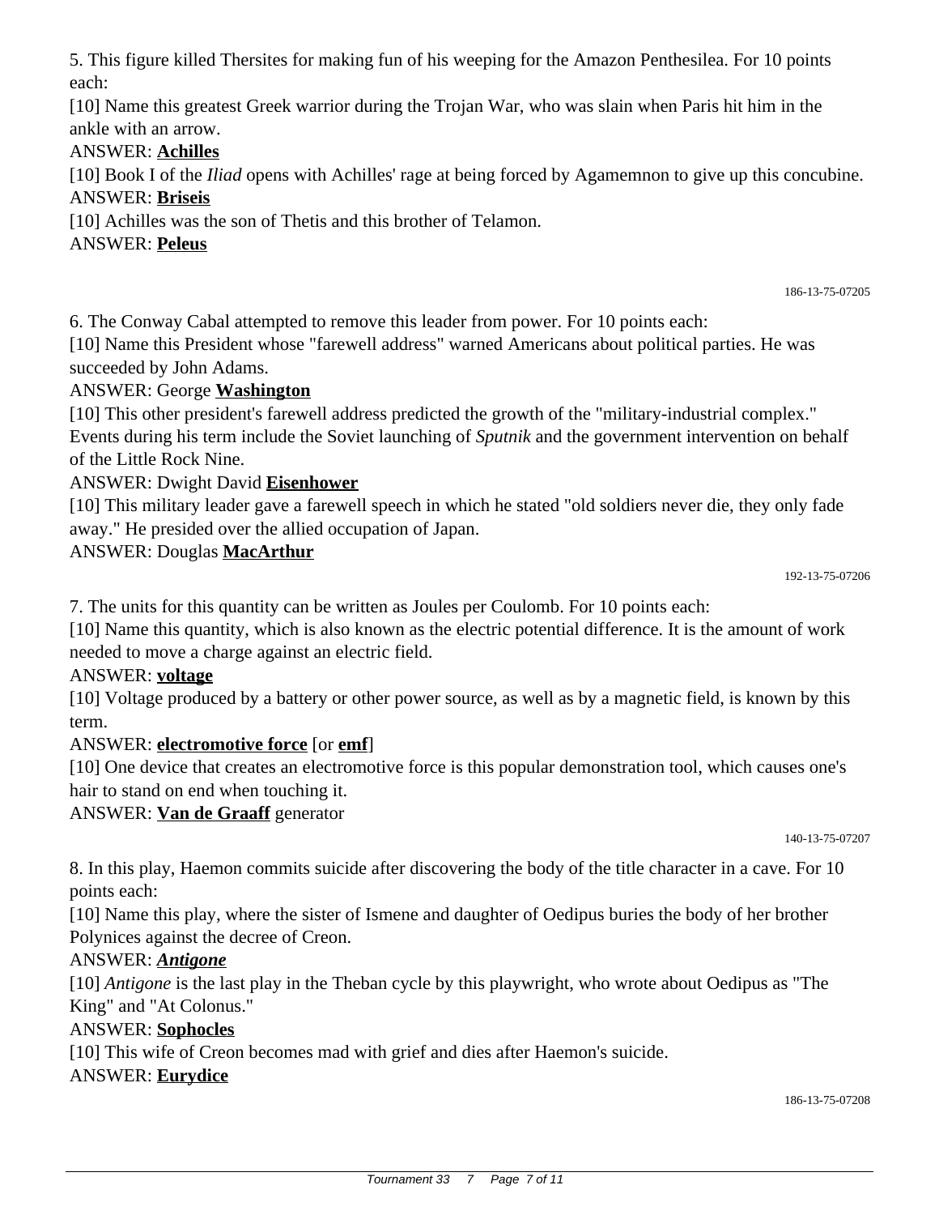5. This figure killed Thersites for making fun of his weeping for the Amazon Penthesilea. For 10 points each:

[10] Name this greatest Greek warrior during the Trojan War, who was slain when Paris hit him in the ankle with an arrow.

ANSWER: **Achilles**

[10] Book I of the *Iliad* opens with Achilles' rage at being forced by Agamemnon to give up this concubine.

ANSWER: **Briseis**

[10] Achilles was the son of Thetis and this brother of Telamon.

ANSWER: **Peleus**

186-13-75-07205

6. The Conway Cabal attempted to remove this leader from power. For 10 points each:

[10] Name this President whose "farewell address" warned Americans about political parties. He was succeeded by John Adams.

ANSWER: George **Washington**

[10] This other president's farewell address predicted the growth of the "military-industrial complex." Events during his term include the Soviet launching of *Sputnik* and the government intervention on behalf of the Little Rock Nine.

ANSWER: Dwight David **Eisenhower**

[10] This military leader gave a farewell speech in which he stated "old soldiers never die, they only fade away." He presided over the allied occupation of Japan.

ANSWER: Douglas **MacArthur**

192-13-75-07206

7. The units for this quantity can be written as Joules per Coulomb. For 10 points each:

[10] Name this quantity, which is also known as the electric potential difference. It is the amount of work needed to move a charge against an electric field.

ANSWER: **voltage**

[10] Voltage produced by a battery or other power source, as well as by a magnetic field, is known by this term.

ANSWER: **electromotive force** [or **emf**]

[10] One device that creates an electromotive force is this popular demonstration tool, which causes one's hair to stand on end when touching it.

ANSWER: **Van de Graaff** generator

140-13-75-07207

8. In this play, Haemon commits suicide after discovering the body of the title character in a cave. For 10 points each:

[10] Name this play, where the sister of Ismene and daughter of Oedipus buries the body of her brother Polynices against the decree of Creon.

ANSWER: ***Antigone***

[10] *Antigone* is the last play in the Theban cycle by this playwright, who wrote about Oedipus as "The King" and "At Colonus."

ANSWER: **Sophocles**

[10] This wife of Creon becomes mad with grief and dies after Haemon's suicide.

ANSWER: **Eurydice**

186-13-75-07208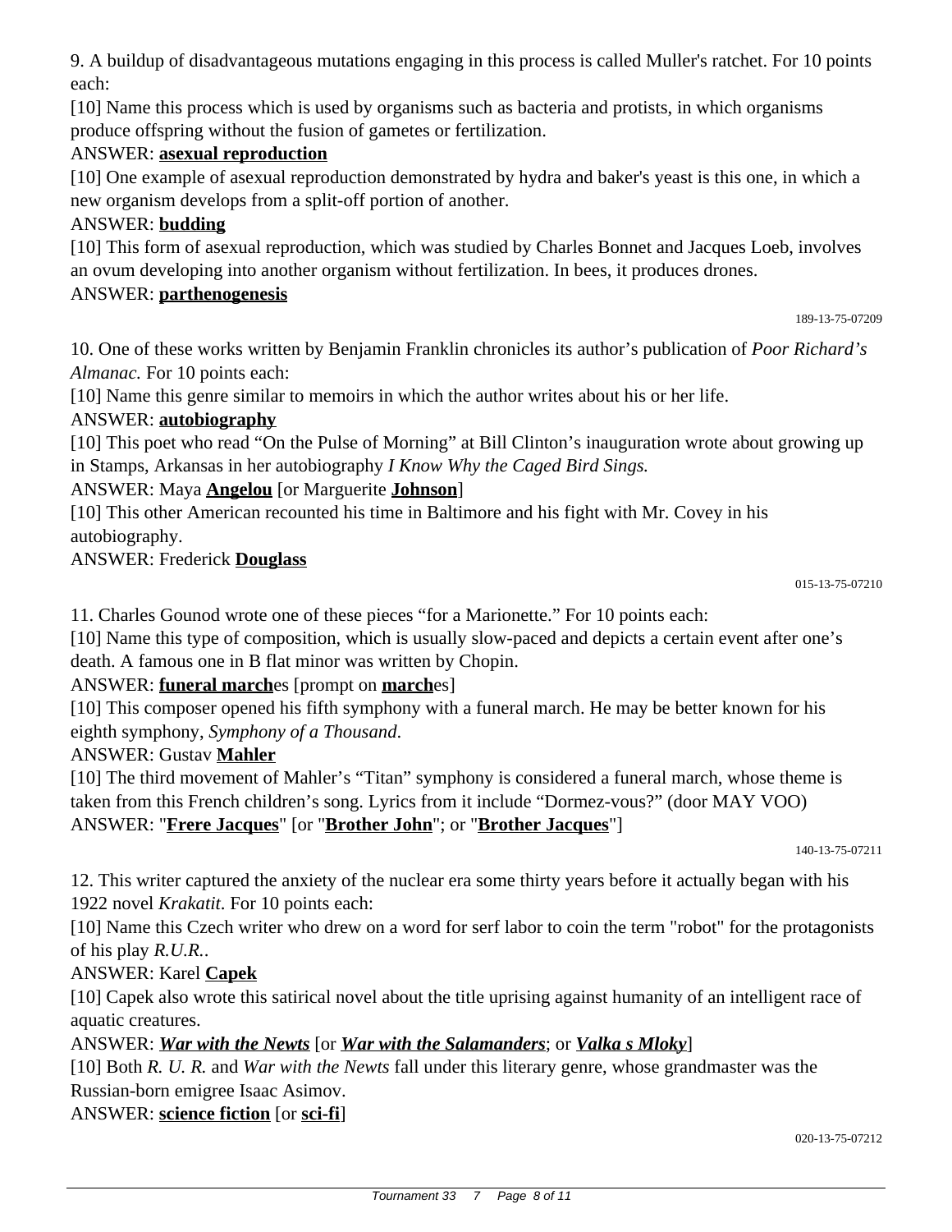9. A buildup of disadvantageous mutations engaging in this process is called Muller's ratchet. For 10 points each:

[10] Name this process which is used by organisms such as bacteria and protists, in which organisms produce offspring without the fusion of gametes or fertilization.

ANSWER: **asexual reproduction**

[10] One example of asexual reproduction demonstrated by hydra and baker's yeast is this one, in which a new organism develops from a split-off portion of another.

ANSWER: **budding**

[10] This form of asexual reproduction, which was studied by Charles Bonnet and Jacques Loeb, involves an ovum developing into another organism without fertilization. In bees, it produces drones.

ANSWER: **parthenogenesis**

189-13-75-07209

10. One of these works written by Benjamin Franklin chronicles its author's publication of *Poor Richard's Almanac.* For 10 points each:

[10] Name this genre similar to memoirs in which the author writes about his or her life.

ANSWER: **autobiography**

[10] This poet who read "On the Pulse of Morning" at Bill Clinton's inauguration wrote about growing up in Stamps, Arkansas in her autobiography *I Know Why the Caged Bird Sings.*

ANSWER: Maya **Angelou** [or Marguerite **Johnson**]

[10] This other American recounted his time in Baltimore and his fight with Mr. Covey in his autobiography.

ANSWER: Frederick **Douglass**

015-13-75-07210

11. Charles Gounod wrote one of these pieces "for a Marionette." For 10 points each:

[10] Name this type of composition, which is usually slow-paced and depicts a certain event after one's death. A famous one in B flat minor was written by Chopin.

ANSWER: **funeral march**es [prompt on **march**es]

[10] This composer opened his fifth symphony with a funeral march. He may be better known for his eighth symphony, *Symphony of a Thousand*.

ANSWER: Gustav **Mahler**

[10] The third movement of Mahler's "Titan" symphony is considered a funeral march, whose theme is taken from this French children's song. Lyrics from it include "Dormez-vous?" (door MAY VOO)

ANSWER: "**Frere Jacques**" [or "**Brother John**"; or "**Brother Jacques**"]

140-13-75-07211

12. This writer captured the anxiety of the nuclear era some thirty years before it actually began with his 1922 novel *Krakatit*. For 10 points each:

[10] Name this Czech writer who drew on a word for serf labor to coin the term "robot" for the protagonists of his play *R.U.R.*.

ANSWER: Karel **Capek**

[10] Capek also wrote this satirical novel about the title uprising against humanity of an intelligent race of aquatic creatures.

ANSWER: ***War with the Newts*** [or ***War with the Salamanders***; or ***Valka s Mloky***]

[10] Both *R. U. R.* and *War with the Newts* fall under this literary genre, whose grandmaster was the Russian-born emigree Isaac Asimov.

ANSWER: **science fiction** [or **sci-fi**]

020-13-75-07212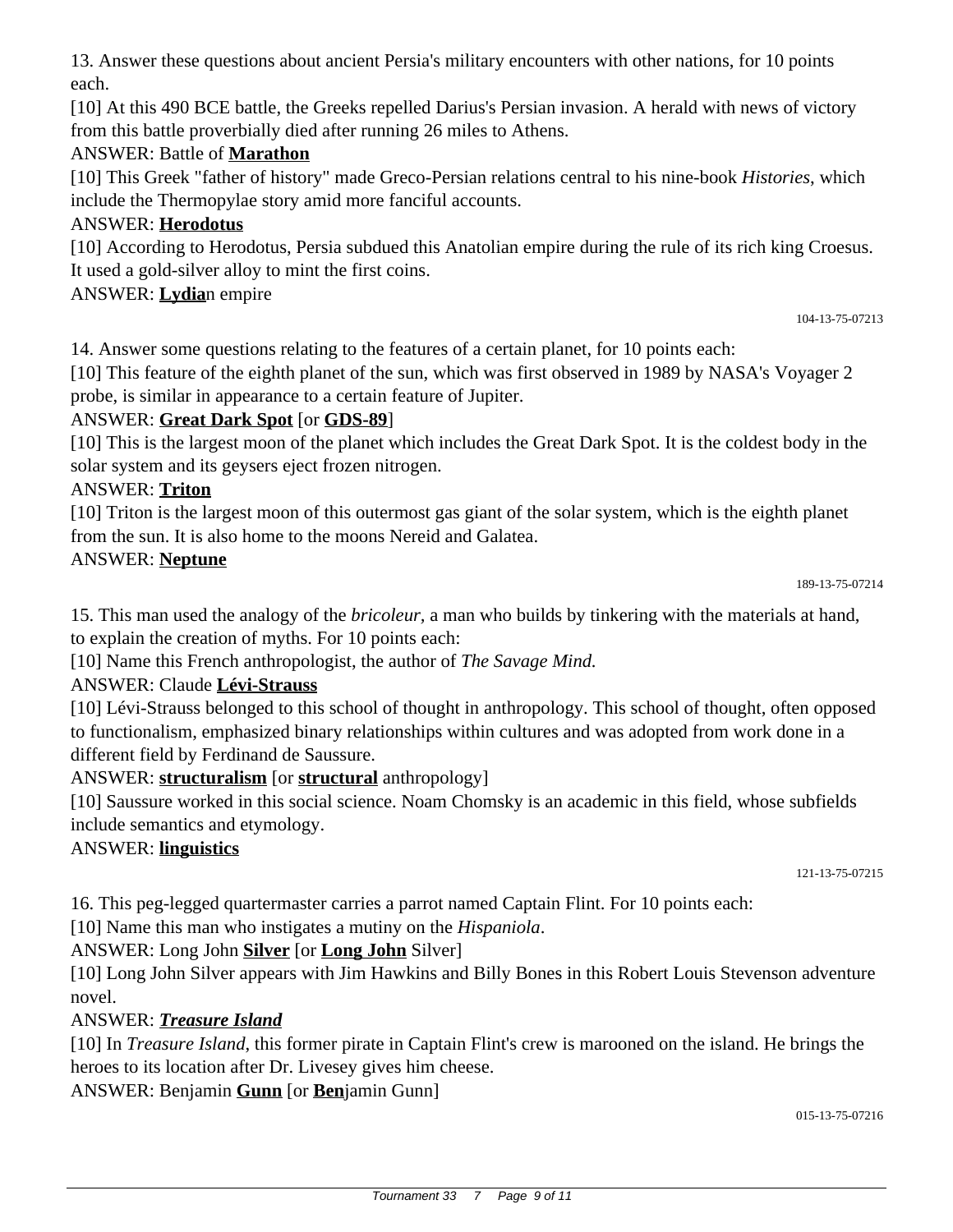13. Answer these questions about ancient Persia's military encounters with other nations, for 10 points each.

[10] At this 490 BCE battle, the Greeks repelled Darius's Persian invasion. A herald with news of victory from this battle proverbially died after running 26 miles to Athens.

ANSWER: Battle of **Marathon**

[10] This Greek "father of history" made Greco-Persian relations central to his nine-book *Histories*, which include the Thermopylae story amid more fanciful accounts.

ANSWER: **Herodotus**

[10] According to Herodotus, Persia subdued this Anatolian empire during the rule of its rich king Croesus. It used a gold-silver alloy to mint the first coins.

ANSWER: **Lydia**n empire

104-13-75-07213

14. Answer some questions relating to the features of a certain planet, for 10 points each:

[10] This feature of the eighth planet of the sun, which was first observed in 1989 by NASA's Voyager 2 probe, is similar in appearance to a certain feature of Jupiter.

ANSWER: **Great Dark Spot** [or **GDS-89**]

[10] This is the largest moon of the planet which includes the Great Dark Spot. It is the coldest body in the solar system and its geysers eject frozen nitrogen.

ANSWER: **Triton**

[10] Triton is the largest moon of this outermost gas giant of the solar system, which is the eighth planet from the sun. It is also home to the moons Nereid and Galatea.

ANSWER: **Neptune**

189-13-75-07214

15. This man used the analogy of the *bricoleur*, a man who builds by tinkering with the materials at hand, to explain the creation of myths. For 10 points each:

[10] Name this French anthropologist, the author of *The Savage Mind*.

ANSWER: Claude **Lévi-Strauss**

[10] Lévi-Strauss belonged to this school of thought in anthropology. This school of thought, often opposed to functionalism, emphasized binary relationships within cultures and was adopted from work done in a different field by Ferdinand de Saussure.

ANSWER: **structuralism** [or **structural** anthropology]

[10] Saussure worked in this social science. Noam Chomsky is an academic in this field, whose subfields include semantics and etymology.

ANSWER: **linguistics**

121-13-75-07215

16. This peg-legged quartermaster carries a parrot named Captain Flint. For 10 points each:

[10] Name this man who instigates a mutiny on the *Hispaniola*.

ANSWER: Long John **Silver** [or **Long John** Silver]

[10] Long John Silver appears with Jim Hawkins and Billy Bones in this Robert Louis Stevenson adventure novel.

ANSWER: ***Treasure Island***

[10] In *Treasure Island*, this former pirate in Captain Flint's crew is marooned on the island. He brings the heroes to its location after Dr. Livesey gives him cheese.

ANSWER: Benjamin **Gunn** [or **Ben**jamin Gunn]

015-13-75-07216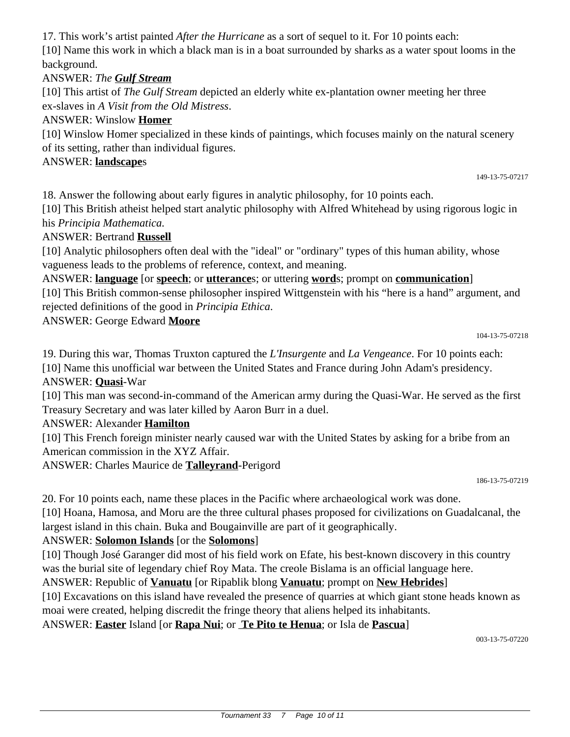17. This work's artist painted *After the Hurricane* as a sort of sequel to it. For 10 points each:

[10] Name this work in which a black man is in a boat surrounded by sharks as a water spout looms in the background.

ANSWER: *The* ***Gulf Stream***

[10] This artist of *The Gulf Stream* depicted an elderly white ex-plantation owner meeting her three ex-slaves in *A Visit from the Old Mistress*.

ANSWER: Winslow **Homer**

[10] Winslow Homer specialized in these kinds of paintings, which focuses mainly on the natural scenery of its setting, rather than individual figures.

ANSWER: **landscape**s

149-13-75-07217

18. Answer the following about early figures in analytic philosophy, for 10 points each.

[10] This British atheist helped start analytic philosophy with Alfred Whitehead by using rigorous logic in his *Principia Mathematica.*

ANSWER: Bertrand **Russell**

[10] Analytic philosophers often deal with the "ideal" or "ordinary" types of this human ability, whose vagueness leads to the problems of reference, context, and meaning.

ANSWER: **language** [or **speech**; or **utterance**s; or uttering **word**s; prompt on **communication**]

[10] This British common-sense philosopher inspired Wittgenstein with his "here is a hand" argument, and rejected definitions of the good in *Principia Ethica.*

ANSWER: George Edward **Moore**

104-13-75-07218

19. During this war, Thomas Truxton captured the *L'Insurgente* and *La Vengeance*. For 10 points each:

[10] Name this unofficial war between the United States and France during John Adam's presidency.

ANSWER: **Quasi**-War

[10] This man was second-in-command of the American army during the Quasi-War. He served as the first Treasury Secretary and was later killed by Aaron Burr in a duel.

ANSWER: Alexander **Hamilton**

[10] This French foreign minister nearly caused war with the United States by asking for a bribe from an American commission in the XYZ Affair.

ANSWER: Charles Maurice de **Talleyrand**-Perigord

186-13-75-07219

20. For 10 points each, name these places in the Pacific where archaeological work was done.

[10] Hoana, Hamosa, and Moru are the three cultural phases proposed for civilizations on Guadalcanal, the largest island in this chain. Buka and Bougainville are part of it geographically.

ANSWER: **Solomon Islands** [or the **Solomons**]

[10] Though José Garanger did most of his field work on Efate, his best-known discovery in this country was the burial site of legendary chief Roy Mata. The creole Bislama is an official language here.

ANSWER: Republic of **Vanuatu** [or Ripablik blong **Vanuatu**; prompt on **New Hebrides**]

[10] Excavations on this island have revealed the presence of quarries at which giant stone heads known as moai were created, helping discredit the fringe theory that aliens helped its inhabitants.

ANSWER: **Easter** Island [or **Rapa Nui**; or **Te Pito te Henua**; or Isla de **Pascua**]

003-13-75-07220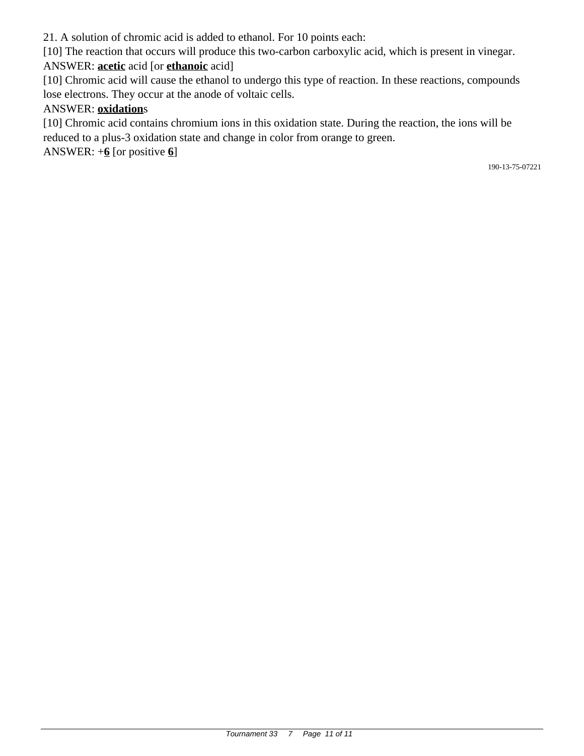21. A solution of chromic acid is added to ethanol. For 10 points each:

[10] The reaction that occurs will produce this two-carbon carboxylic acid, which is present in vinegar.

ANSWER: **acetic** acid [or **ethanoic** acid]

[10] Chromic acid will cause the ethanol to undergo this type of reaction. In these reactions, compounds lose electrons. They occur at the anode of voltaic cells.

ANSWER: **oxidation**s

[10] Chromic acid contains chromium ions in this oxidation state. During the reaction, the ions will be reduced to a plus-3 oxidation state and change in color from orange to green.

ANSWER: +**6** [or positive **6**]

190-13-75-07221